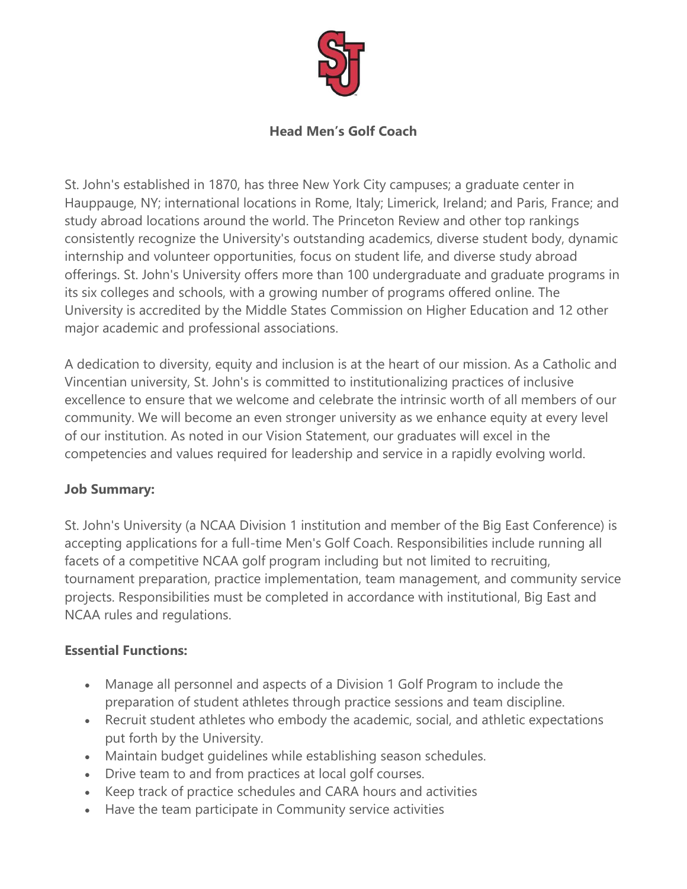# Head Men's Golf Coach

St. John's established in 1870, has three New York City campuses; a graduate center in Hauppauge, NY; international locations in Rome, Italy; Limerick, Ireland; and Paris, France; and study abroad locations around the world. The Princeton Review and other top rankings consistently recognize the University's outstanding academics, diverse student body, dynamic internship and volunteer opportunities, focus on student life, and diverse study abroad offerings. St. John's University offers more than 100 undergraduate and graduate programs in its six colleges and schools, with a growing number of programs offered online. The University is accredited by the Middle States Commission on Higher Education and 12 other major academic and professional associations.

A dedication to diversity, equity and inclusion is at the heart of our mission. As a Catholic and Vincentian university, St. John's is committed to institutionalizing practices of inclusive excellence to ensure that we welcome and celebrate the intrinsic worth of all members of our community. We will become an even stronger university as we enhance equity at every level of our institution. As noted in our Vision Statement, our graduates will excel in the competencies and values required for leadership and service in a rapidly evolving world.

**Job Summary:**

St. John's University (a NCAA Division 1 institution and member of the Big East Conference) is accepting applications for a full-time Men's Golf Coach. Responsibilities include running all facets of a competitive NCAA golf program including but not limited to recruiting, tournament preparation, practice implementation, team management, and community service projects. Responsibilities must be completed in accordance with institutional, Big East and NCAA rules and regulations.

**Essential Functions:**

- Manage all personnel and aspects of a Division 1 Golf Program to include the preparation of student athletes through practice sessions and team discipline.
- Recruit student athletes who embody the academic, social, and athletic expectations put forth by the University.
- Maintain budget guidelines while establishing season schedules.
- Drive team to and from practices at local golf courses.
- Keep track of practice schedules and CARA hours and activities
- Have the team participate in Community service activities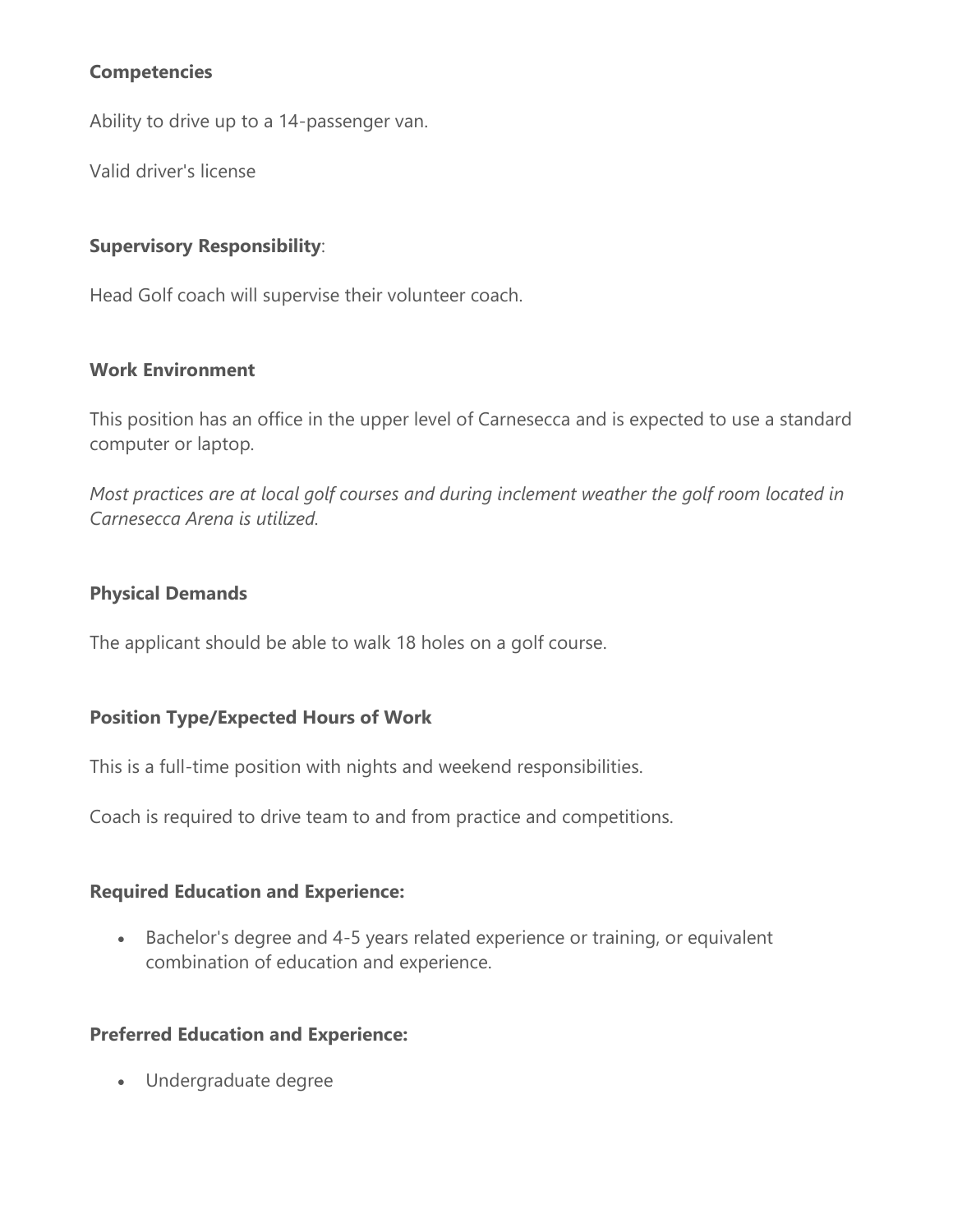**Competencies**

Ability to drive up to a 14-passenger van.

Valid driver's license

**Supervisory Responsibility**:

Head Golf coach will supervise their volunteer coach.

**Work Environment**

This position has an office in the upper level of Carnesecca and is expected to use a standard computer or laptop.

*Most practices are at local golf courses and during inclement weather the golf room located in Carnesecca Arena is utilized.*

**Physical Demands**

The applicant should be able to walk 18 holes on a golf course.

**Position Type/Expected Hours of Work**

This is a full-time position with nights and weekend responsibilities.

Coach is required to drive team to and from practice and competitions.

**Required Education and Experience:**

- Bachelor's degree and 4-5 years related experience or training, or equivalent combination of education and experience.

**Preferred Education and Experience:**

- Undergraduate degree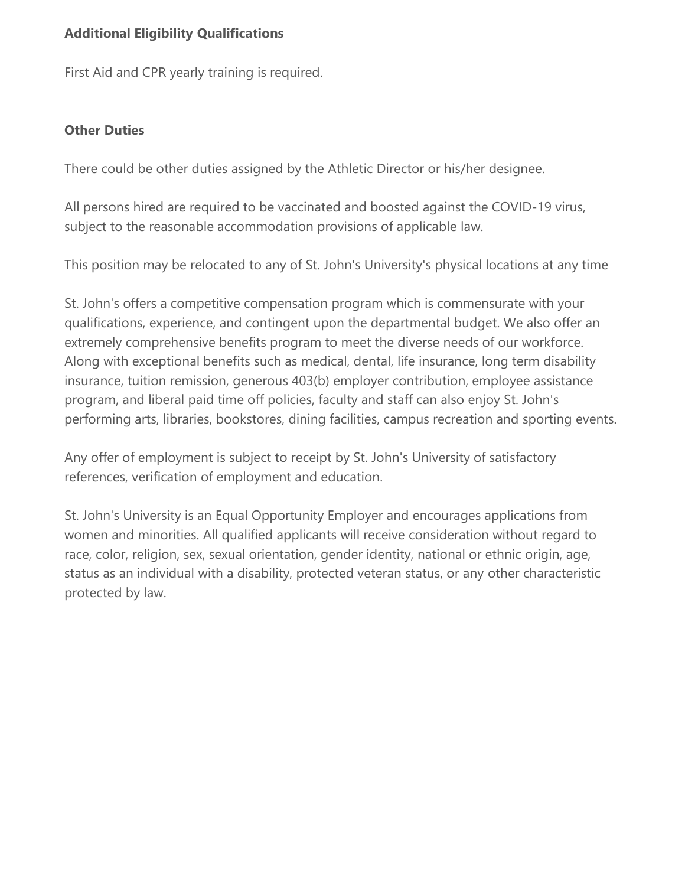**Additional Eligibility Qualifications**

First Aid and CPR yearly training is required.

**Other Duties**

There could be other duties assigned by the Athletic Director or his/her designee.

All persons hired are required to be vaccinated and boosted against the COVID-19 virus, subject to the reasonable accommodation provisions of applicable law.

This position may be relocated to any of St. John's University's physical locations at any time

St. John's offers a competitive compensation program which is commensurate with your qualifications, experience, and contingent upon the departmental budget. We also offer an extremely comprehensive benefits program to meet the diverse needs of our workforce. Along with exceptional benefits such as medical, dental, life insurance, long term disability insurance, tuition remission, generous 403(b) employer contribution, employee assistance program, and liberal paid time off policies, faculty and staff can also enjoy St. John's performing arts, libraries, bookstores, dining facilities, campus recreation and sporting events.

Any offer of employment is subject to receipt by St. John's University of satisfactory references, verification of employment and education.

St. John's University is an Equal Opportunity Employer and encourages applications from women and minorities. All qualified applicants will receive consideration without regard to race, color, religion, sex, sexual orientation, gender identity, national or ethnic origin, age, status as an individual with a disability, protected veteran status, or any other characteristic protected by law.